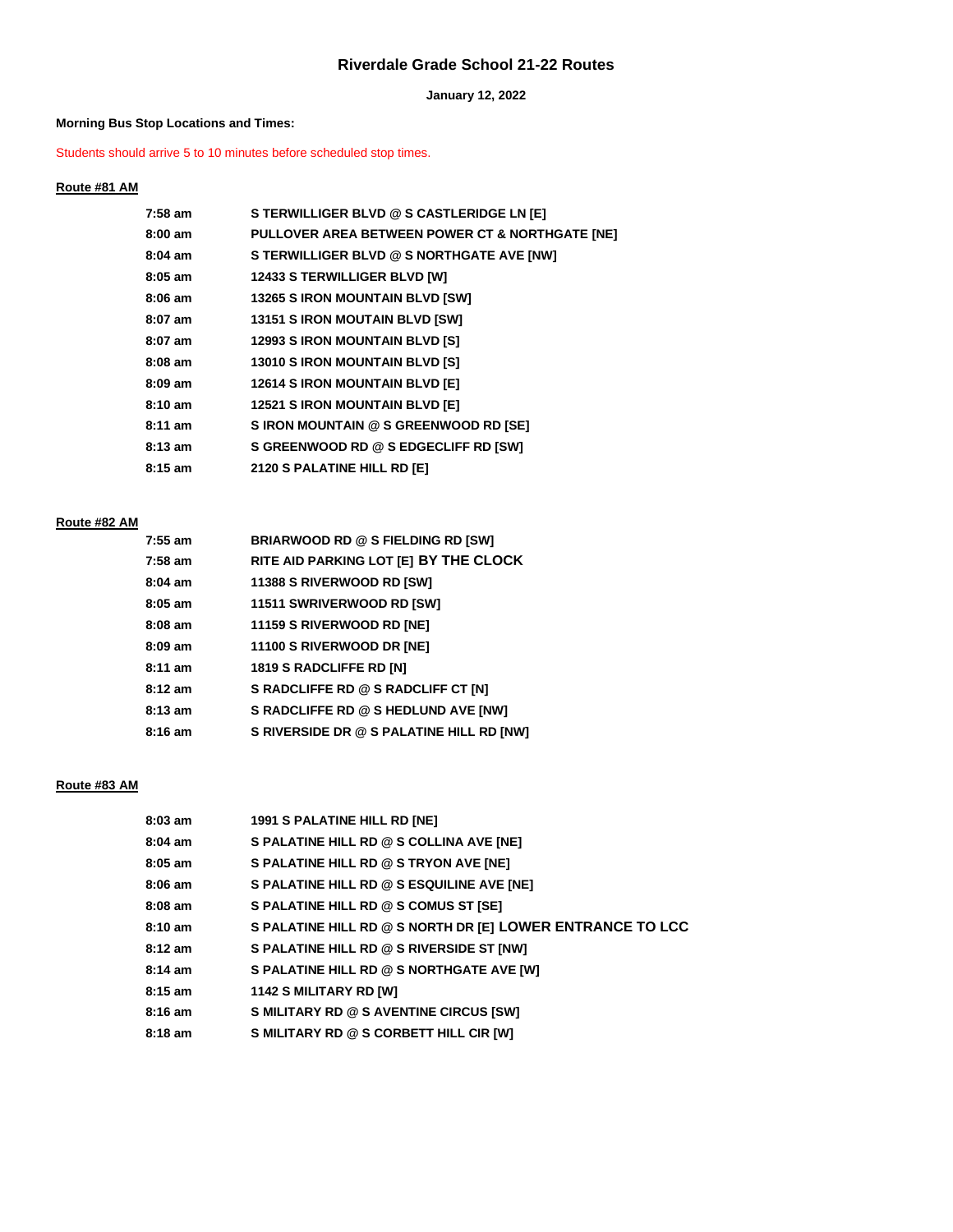# Riverdale Grade School 21-22 Routes

**January 12, 2022**

**Morning Bus Stop Locations and Times:**

Students should arrive 5 to 10 minutes before scheduled stop times.

**Route #81 AM**

| | |
|---|---|
| 7:58 am | S TERWILLIGER BLVD @ S CASTLERIDGE LN [E] |
| 8:00 am | PULLOVER AREA BETWEEN POWER CT & NORTHGATE [NE] |
| 8:04 am | S TERWILLIGER BLVD @ S NORTHGATE AVE [NW] |
| 8:05 am | 12433 S TERWILLIGER BLVD [W] |
| 8:06 am | 13265 S IRON MOUNTAIN BLVD [SW] |
| 8:07 am | 13151 S IRON MOUTAIN BLVD [SW] |
| 8:07 am | 12993 S IRON MOUNTAIN BLVD [S] |
| 8:08 am | 13010 S IRON MOUNTAIN BLVD [S] |
| 8:09 am | 12614 S IRON MOUNTAIN BLVD [E] |
| 8:10 am | 12521 S IRON MOUNTAIN BLVD [E] |
| 8:11 am | S IRON MOUNTAIN @ S GREENWOOD RD [SE] |
| 8:13 am | S GREENWOOD RD @ S EDGECLIFF RD [SW] |
| 8:15 am | 2120 S PALATINE HILL RD [E] |

**Route #82 AM**

| | |
|---|---|
| 7:55 am | BRIARWOOD RD @ S FIELDING RD [SW] |
| 7:58 am | RITE AID PARKING LOT [E] BY THE CLOCK |
| 8:04 am | 11388 S RIVERWOOD RD [SW] |
| 8:05 am | 11511 SWRIVERWOOD RD [SW] |
| 8:08 am | 11159 S RIVERWOOD RD [NE] |
| 8:09 am | 11100 S RIVERWOOD DR [NE] |
| 8:11 am | 1819 S RADCLIFFE RD [N] |
| 8:12 am | S RADCLIFFE RD @ S RADCLIFF CT [N] |
| 8:13 am | S RADCLIFFE RD @ S HEDLUND AVE [NW] |
| 8:16 am | S RIVERSIDE DR @ S PALATINE HILL RD [NW] |

**Route #83 AM**

| | |
|---|---|
| 8:03 am | 1991 S PALATINE HILL RD [NE] |
| 8:04 am | S PALATINE HILL RD @ S COLLINA AVE [NE] |
| 8:05 am | S PALATINE HILL RD @ S TRYON AVE [NE] |
| 8:06 am | S PALATINE HILL RD @ S ESQUILINE AVE [NE] |
| 8:08 am | S PALATINE HILL RD @ S COMUS ST [SE] |
| 8:10 am | S PALATINE HILL RD @ S NORTH DR [E] LOWER ENTRANCE TO LCC |
| 8:12 am | S PALATINE HILL RD @ S RIVERSIDE ST [NW] |
| 8:14 am | S PALATINE HILL RD @ S NORTHGATE AVE [W] |
| 8:15 am | 1142 S MILITARY RD [W] |
| 8:16 am | S MILITARY RD @ S AVENTINE CIRCUS [SW] |
| 8:18 am | S MILITARY RD @ S CORBETT HILL CIR [W] |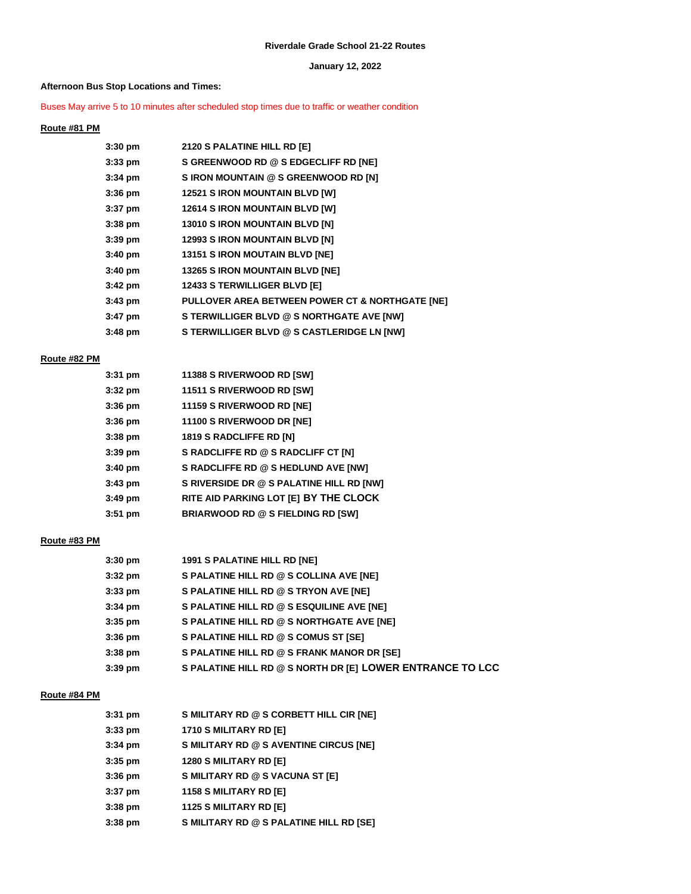**Riverdale Grade School 21-22 Routes**

**January 12, 2022**

**Afternoon Bus Stop Locations and Times:**

Buses May arrive 5 to 10 minutes after scheduled stop times due to traffic or weather condition

**Route #81 PM**

| | |
|---|---|
| 3:30 pm | 2120 S PALATINE HILL RD [E] |
| 3:33 pm | S GREENWOOD RD @ S EDGECLIFF RD [NE] |
| 3:34 pm | S IRON MOUNTAIN @ S GREENWOOD RD [N] |
| 3:36 pm | 12521 S IRON MOUNTAIN BLVD [W] |
| 3:37 pm | 12614 S IRON MOUNTAIN BLVD [W] |
| 3:38 pm | 13010 S IRON MOUNTAIN BLVD [N] |
| 3:39 pm | 12993 S IRON MOUNTAIN BLVD [N] |
| 3:40 pm | 13151 S IRON MOUTAIN BLVD [NE] |
| 3:40 pm | 13265 S IRON MOUNTAIN BLVD [NE] |
| 3:42 pm | 12433 S TERWILLIGER BLVD [E] |
| 3:43 pm | PULLOVER AREA BETWEEN POWER CT & NORTHGATE [NE] |
| 3:47 pm | S TERWILLIGER BLVD @ S NORTHGATE AVE [NW] |
| 3:48 pm | S TERWILLIGER BLVD @ S CASTLERIDGE LN [NW] |

**Route #82 PM**

| | |
|---|---|
| 3:31 pm | 11388 S RIVERWOOD RD [SW] |
| 3:32 pm | 11511 S RIVERWOOD RD [SW] |
| 3:36 pm | 11159 S RIVERWOOD RD [NE] |
| 3:36 pm | 11100 S RIVERWOOD DR [NE] |
| 3:38 pm | 1819 S RADCLIFFE RD [N] |
| 3:39 pm | S RADCLIFFE RD @ S RADCLIFF CT [N] |
| 3:40 pm | S RADCLIFFE RD @ S HEDLUND AVE [NW] |
| 3:43 pm | S RIVERSIDE DR @ S PALATINE HILL RD [NW] |
| 3:49 pm | RITE AID PARKING LOT [E] BY THE CLOCK |
| 3:51 pm | BRIARWOOD RD @ S FIELDING RD [SW] |

**Route #83 PM**

| | |
|---|---|
| 3:30 pm | 1991 S PALATINE HILL RD [NE] |
| 3:32 pm | S PALATINE HILL RD @ S COLLINA AVE [NE] |
| 3:33 pm | S PALATINE HILL RD @ S TRYON AVE [NE] |
| 3:34 pm | S PALATINE HILL RD @ S ESQUILINE AVE [NE] |
| 3:35 pm | S PALATINE HILL RD @ S NORTHGATE AVE [NE] |
| 3:36 pm | S PALATINE HILL RD @ S COMUS ST [SE] |
| 3:38 pm | S PALATINE HILL RD @ S FRANK MANOR DR [SE] |
| 3:39 pm | S PALATINE HILL RD @ S NORTH DR [E] LOWER ENTRANCE TO LCC |

**Route #84 PM**

| | |
|---|---|
| 3:31 pm | S MILITARY RD @ S CORBETT HILL CIR [NE] |
| 3:33 pm | 1710 S MILITARY RD [E] |
| 3:34 pm | S MILITARY RD @ S AVENTINE CIRCUS [NE] |
| 3:35 pm | 1280 S MILITARY RD [E] |
| 3:36 pm | S MILITARY RD @ S VACUNA ST [E] |
| 3:37 pm | 1158 S MILITARY RD [E] |
| 3:38 pm | 1125 S MILITARY RD [E] |
| 3:38 pm | S MILITARY RD @ S PALATINE HILL RD [SE] |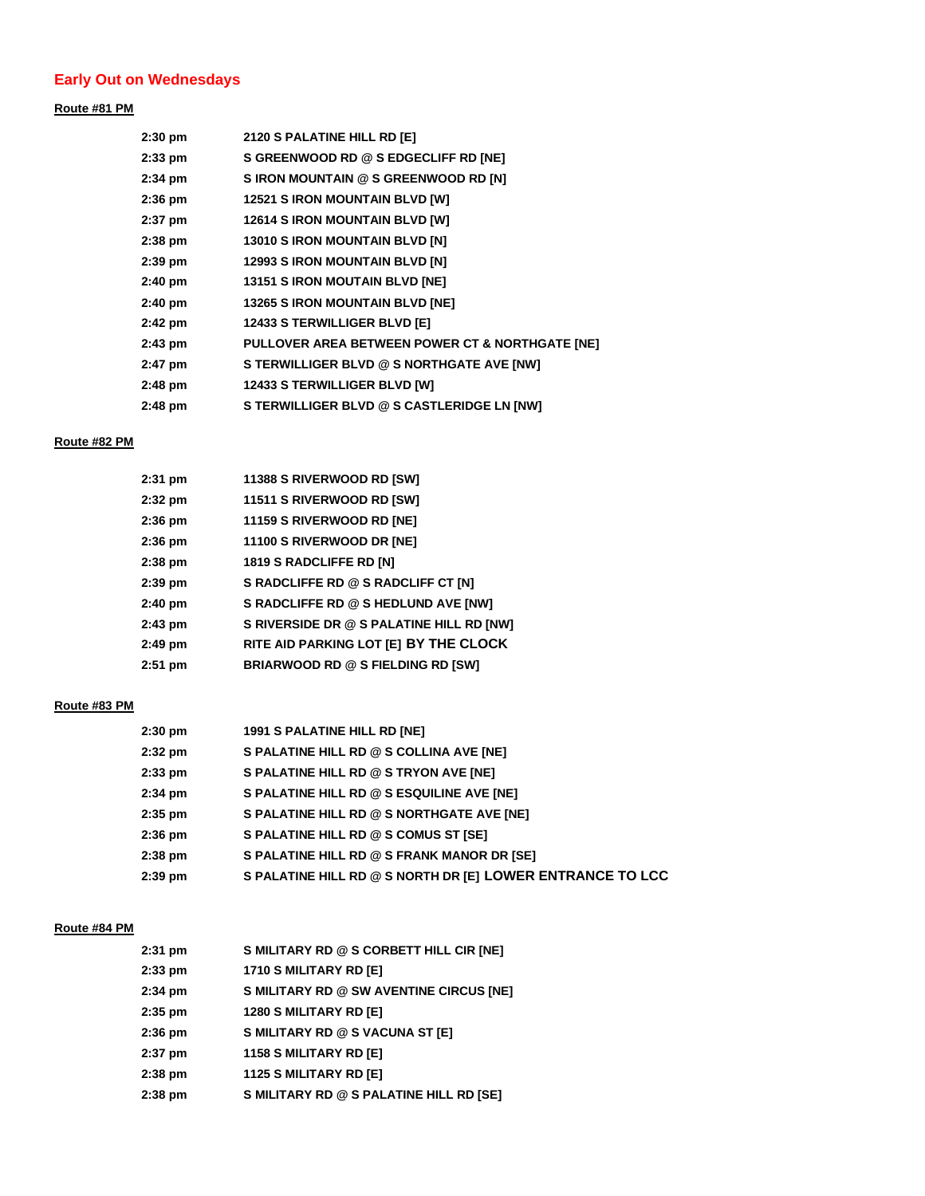## Early Out on Wednesdays

**Route #81 PM**

| | |
|---|---|
| 2:30 pm | 2120 S PALATINE HILL RD [E] |
| 2:33 pm | S GREENWOOD RD @ S EDGECLIFF RD [NE] |
| 2:34 pm | S IRON MOUNTAIN @ S GREENWOOD RD [N] |
| 2:36 pm | 12521 S IRON MOUNTAIN BLVD [W] |
| 2:37 pm | 12614 S IRON MOUNTAIN BLVD [W] |
| 2:38 pm | 13010 S IRON MOUNTAIN BLVD [N] |
| 2:39 pm | 12993 S IRON MOUNTAIN BLVD [N] |
| 2:40 pm | 13151 S IRON MOUTAIN BLVD [NE] |
| 2:40 pm | 13265 S IRON MOUNTAIN BLVD [NE] |
| 2:42 pm | 12433 S TERWILLIGER BLVD [E] |
| 2:43 pm | PULLOVER AREA BETWEEN POWER CT & NORTHGATE [NE] |
| 2:47 pm | S TERWILLIGER BLVD @ S NORTHGATE AVE [NW] |
| 2:48 pm | 12433 S TERWILLIGER BLVD [W] |
| 2:48 pm | S TERWILLIGER BLVD @ S CASTLERIDGE LN [NW] |

**Route #82 PM**

| | |
|---|---|
| 2:31 pm | 11388 S RIVERWOOD RD [SW] |
| 2:32 pm | 11511 S RIVERWOOD RD [SW] |
| 2:36 pm | 11159 S RIVERWOOD RD [NE] |
| 2:36 pm | 11100 S RIVERWOOD DR [NE] |
| 2:38 pm | 1819 S RADCLIFFE RD [N] |
| 2:39 pm | S RADCLIFFE RD @ S RADCLIFF CT [N] |
| 2:40 pm | S RADCLIFFE RD @ S HEDLUND AVE [NW] |
| 2:43 pm | S RIVERSIDE DR @ S PALATINE HILL RD [NW] |
| 2:49 pm | RITE AID PARKING LOT [E] BY THE CLOCK |
| 2:51 pm | BRIARWOOD RD @ S FIELDING RD [SW] |

**Route #83 PM**

| | |
|---|---|
| 2:30 pm | 1991 S PALATINE HILL RD [NE] |
| 2:32 pm | S PALATINE HILL RD @ S COLLINA AVE [NE] |
| 2:33 pm | S PALATINE HILL RD @ S TRYON AVE [NE] |
| 2:34 pm | S PALATINE HILL RD @ S ESQUILINE AVE [NE] |
| 2:35 pm | S PALATINE HILL RD @ S NORTHGATE AVE [NE] |
| 2:36 pm | S PALATINE HILL RD @ S COMUS ST [SE] |
| 2:38 pm | S PALATINE HILL RD @ S FRANK MANOR DR [SE] |
| 2:39 pm | S PALATINE HILL RD @ S NORTH DR [E] LOWER ENTRANCE TO LCC |

**Route #84 PM**

| | |
|---|---|
| 2:31 pm | S MILITARY RD @ S CORBETT HILL CIR [NE] |
| 2:33 pm | 1710 S MILITARY RD [E] |
| 2:34 pm | S MILITARY RD @ SW AVENTINE CIRCUS [NE] |
| 2:35 pm | 1280 S MILITARY RD [E] |
| 2:36 pm | S MILITARY RD @ S VACUNA ST [E] |
| 2:37 pm | 1158 S MILITARY RD [E] |
| 2:38 pm | 1125 S MILITARY RD [E] |
| 2:38 pm | S MILITARY RD @ S PALATINE HILL RD [SE] |